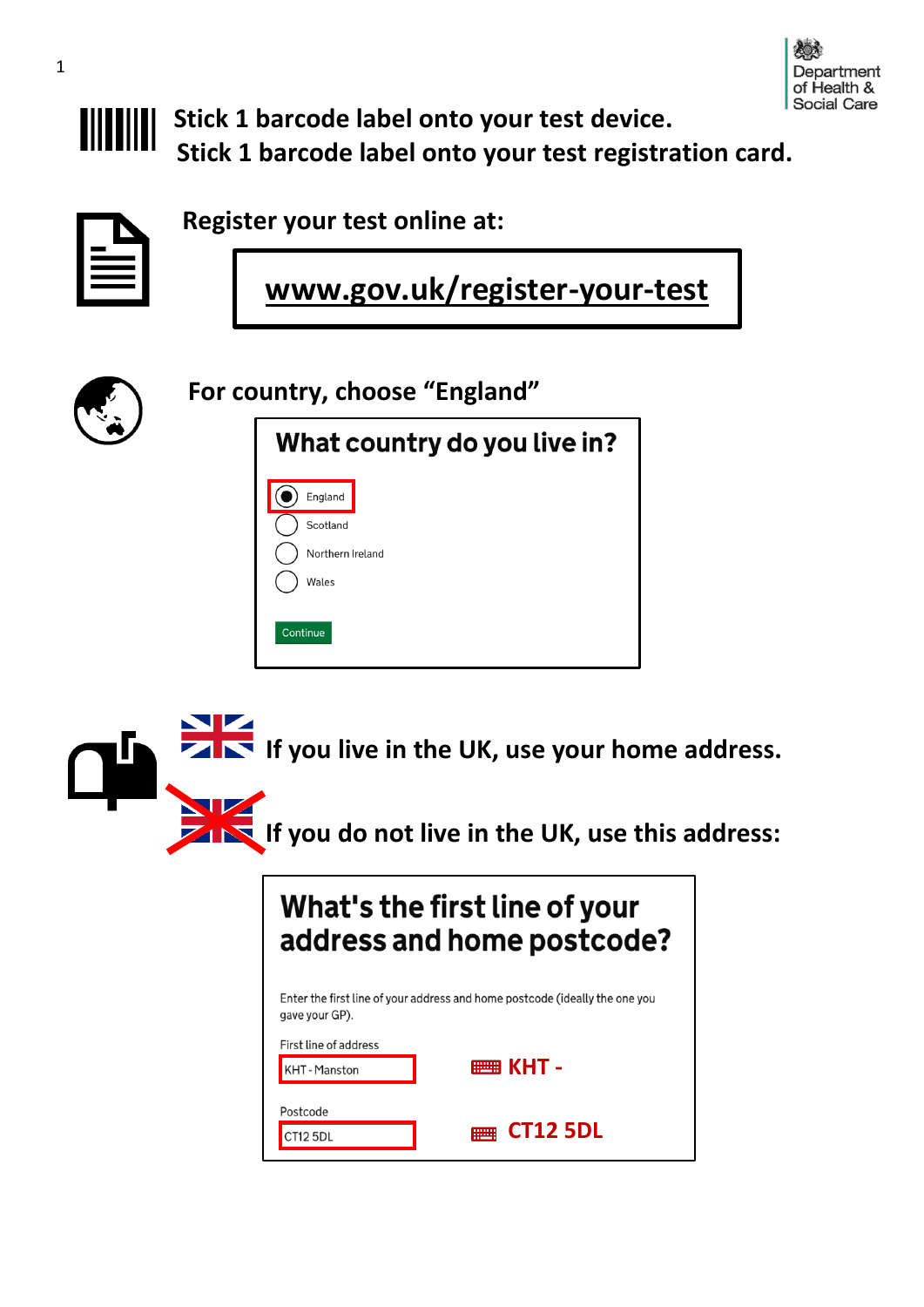Stick 1 barcode label onto your test device.
Stick 1 barcode label onto your test registration card.

Register your test online at:

**www.gov.uk/register-your-test**

For country, choose “England”

**What country do you live in?**

- (●) England
- ( ) Scotland
- ( ) Northern Ireland
- ( ) Wales

Continue

**If you live in the UK, use your home address.**

**If you do not live in the UK, use this address:**

**What's the first line of your address and home postcode?**

Enter the first line of your address and home postcode (ideally the one you gave your GP).

First line of address

KHT - Manston

Postcode

CT12 5DL

**KHT -**

**CT12 5DL**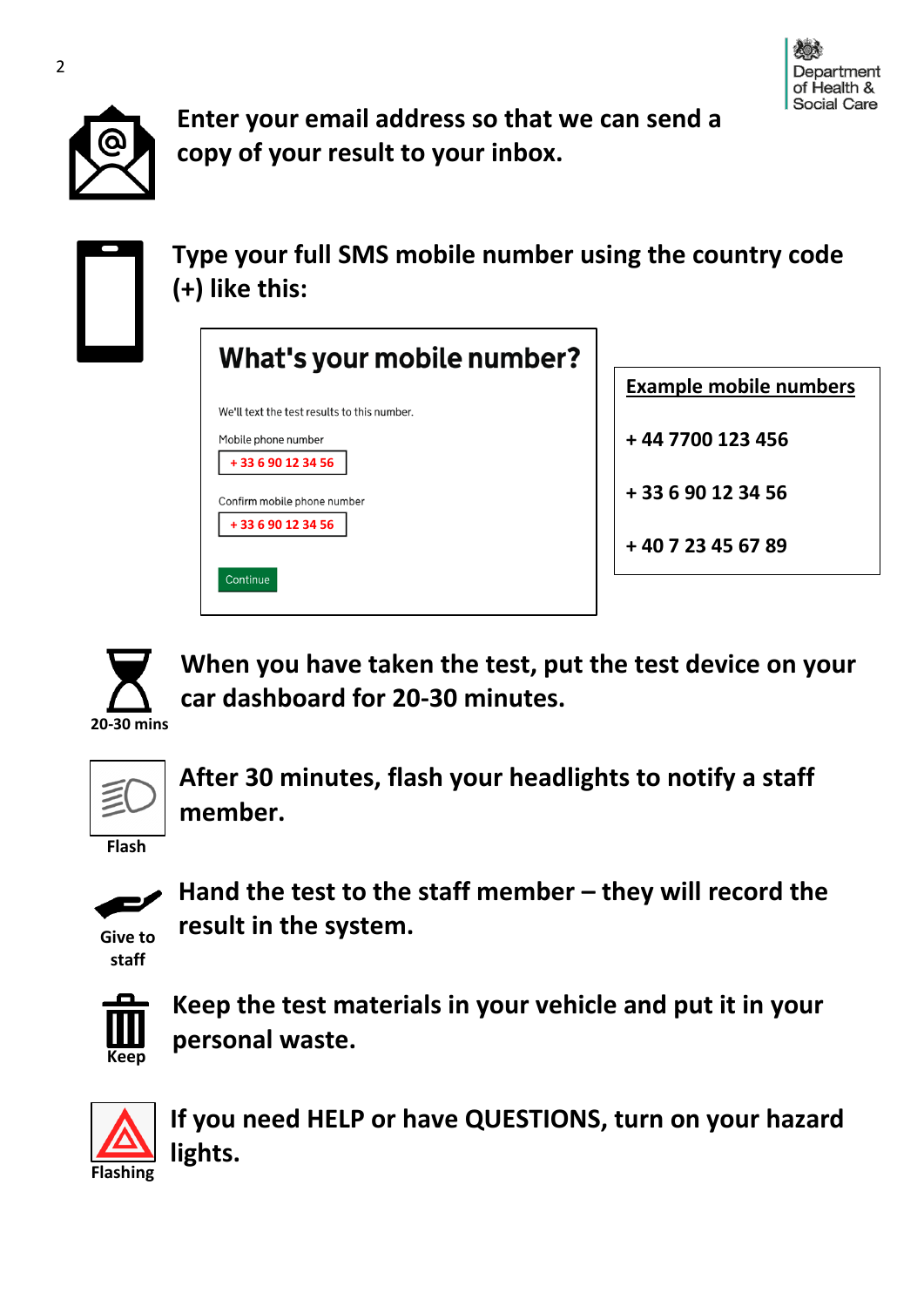Department of Health & Social Care

**Enter your email address so that we can send a copy of your result to your inbox.**

**Type your full SMS mobile number using the country code (+) like this:**

## What's your mobile number?

We'll text the test results to this number.

Mobile phone number

+ 33 6 90 12 34 56

Confirm mobile phone number

+ 33 6 90 12 34 56

Continue

**Example mobile numbers**

**+ 44 7700 123 456**

**+ 33 6 90 12 34 56**

**+ 40 7 23 45 67 89**

20-30 mins

**When you have taken the test, put the test device on your car dashboard for 20-30 minutes.**

Flash

**After 30 minutes, flash your headlights to notify a staff member.**

Give to staff

**Hand the test to the staff member – they will record the result in the system.**

Keep

**Keep the test materials in your vehicle and put it in your personal waste.**

Flashing

**If you need HELP or have QUESTIONS, turn on your hazard lights.**